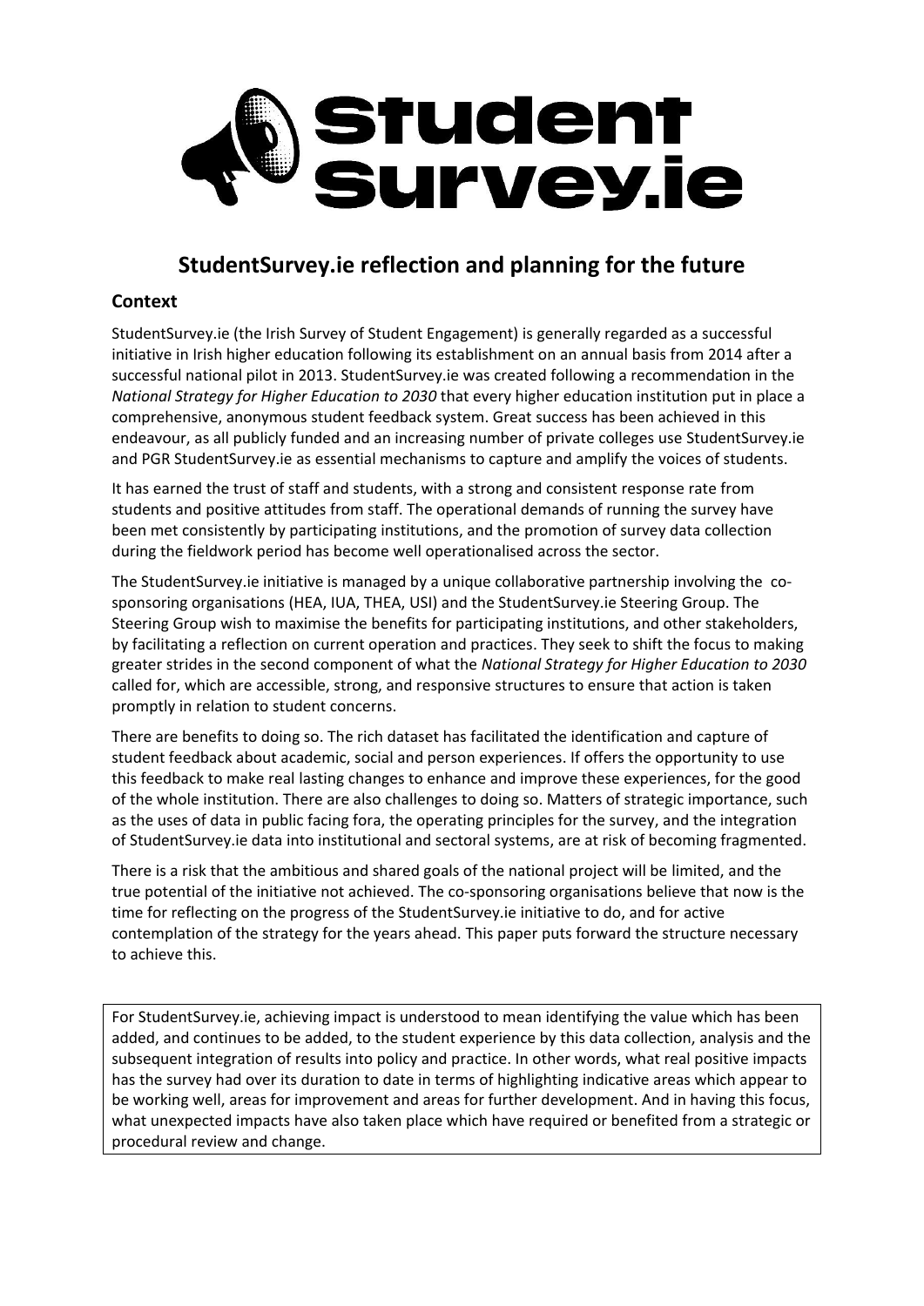# StudentSurvey.ie reflection and planning for the future

## Context

StudentSurvey.ie (the Irish Survey of Student Engagement) is generally regarded as a successful initiative in Irish higher education following its establishment on an annual basis from 2014 after a successful national pilot in 2013. StudentSurvey.ie was created following a recommendation in the *National Strategy for Higher Education to 2030* that every higher education institution put in place a comprehensive, anonymous student feedback system. Great success has been achieved in this endeavour, as all publicly funded and an increasing number of private colleges use StudentSurvey.ie and PGR StudentSurvey.ie as essential mechanisms to capture and amplify the voices of students.

It has earned the trust of staff and students, with a strong and consistent response rate from students and positive attitudes from staff. The operational demands of running the survey have been met consistently by participating institutions, and the promotion of survey data collection during the fieldwork period has become well operationalised across the sector.

The StudentSurvey.ie initiative is managed by a unique collaborative partnership involving the co-sponsoring organisations (HEA, IUA, THEA, USI) and the StudentSurvey.ie Steering Group. The Steering Group wish to maximise the benefits for participating institutions, and other stakeholders, by facilitating a reflection on current operation and practices. They seek to shift the focus to making greater strides in the second component of what the *National Strategy for Higher Education to 2030* called for, which are accessible, strong, and responsive structures to ensure that action is taken promptly in relation to student concerns.

There are benefits to doing so. The rich dataset has facilitated the identification and capture of student feedback about academic, social and person experiences. If offers the opportunity to use this feedback to make real lasting changes to enhance and improve these experiences, for the good of the whole institution. There are also challenges to doing so. Matters of strategic importance, such as the uses of data in public facing fora, the operating principles for the survey, and the integration of StudentSurvey.ie data into institutional and sectoral systems, are at risk of becoming fragmented.

There is a risk that the ambitious and shared goals of the national project will be limited, and the true potential of the initiative not achieved. The co-sponsoring organisations believe that now is the time for reflecting on the progress of the StudentSurvey.ie initiative to do, and for active contemplation of the strategy for the years ahead. This paper puts forward the structure necessary to achieve this.

For StudentSurvey.ie, achieving impact is understood to mean identifying the value which has been added, and continues to be added, to the student experience by this data collection, analysis and the subsequent integration of results into policy and practice. In other words, what real positive impacts has the survey had over its duration to date in terms of highlighting indicative areas which appear to be working well, areas for improvement and areas for further development. And in having this focus, what unexpected impacts have also taken place which have required or benefited from a strategic or procedural review and change.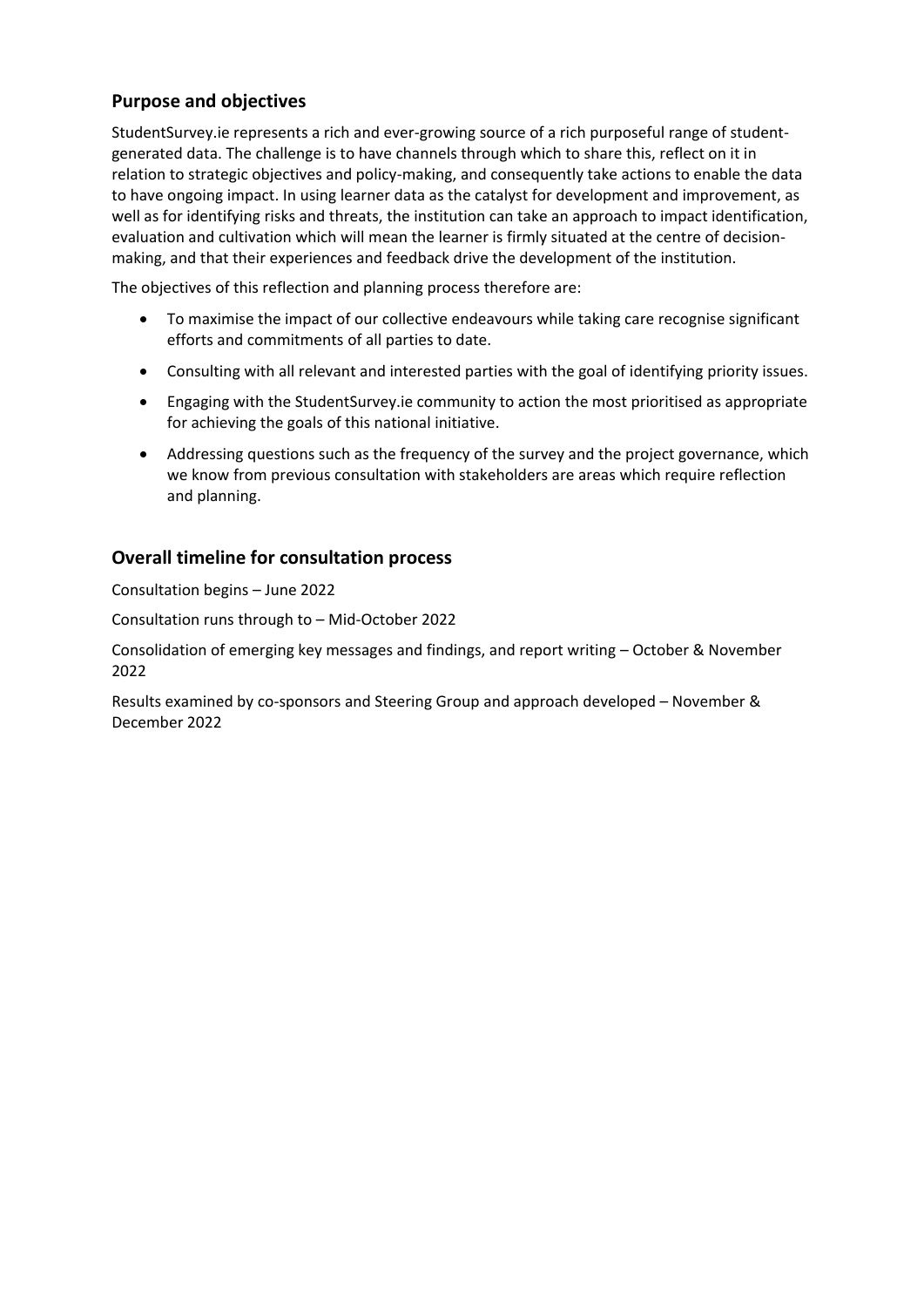## Purpose and objectives

StudentSurvey.ie represents a rich and ever-growing source of a rich purposeful range of student-generated data. The challenge is to have channels through which to share this, reflect on it in relation to strategic objectives and policy-making, and consequently take actions to enable the data to have ongoing impact. In using learner data as the catalyst for development and improvement, as well as for identifying risks and threats, the institution can take an approach to impact identification, evaluation and cultivation which will mean the learner is firmly situated at the centre of decision-making, and that their experiences and feedback drive the development of the institution.

The objectives of this reflection and planning process therefore are:

- To maximise the impact of our collective endeavours while taking care recognise significant efforts and commitments of all parties to date.
- Consulting with all relevant and interested parties with the goal of identifying priority issues.
- Engaging with the StudentSurvey.ie community to action the most prioritised as appropriate for achieving the goals of this national initiative.
- Addressing questions such as the frequency of the survey and the project governance, which we know from previous consultation with stakeholders are areas which require reflection and planning.

## Overall timeline for consultation process

Consultation begins – June 2022

Consultation runs through to – Mid-October 2022

Consolidation of emerging key messages and findings, and report writing – October & November 2022

Results examined by co-sponsors and Steering Group and approach developed – November & December 2022